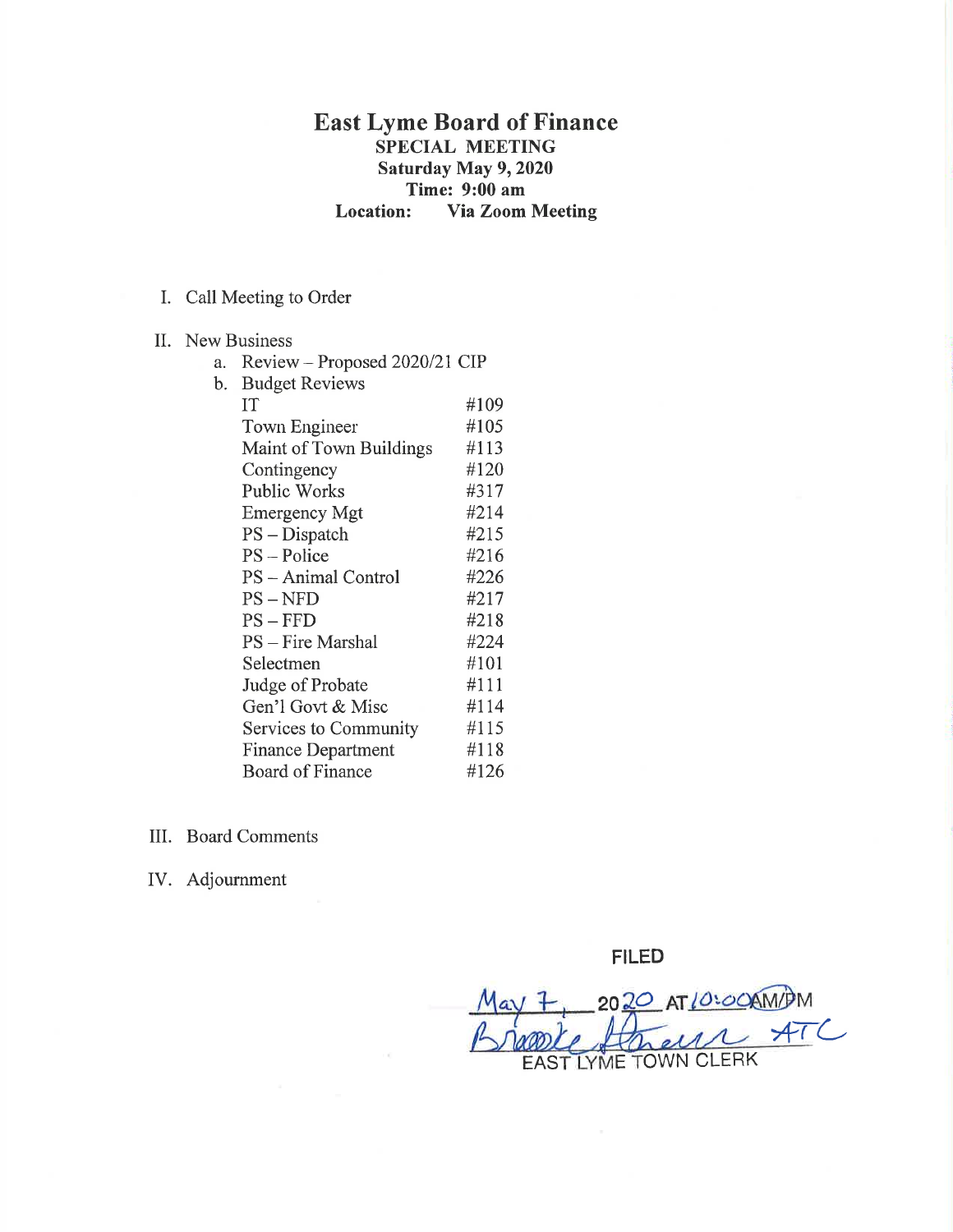# East Lyme Board of Finance

**SPECIAL MEETING**
**Saturday May 9, 2020**
**Time: 9:00 am**
**Location: Via Zoom Meeting**

I. Call Meeting to Order

II. New Business

a. Review – Proposed 2020/21 CIP

b. Budget Reviews

| | |
|---|---|
| IT | #109 |
| Town Engineer | #105 |
| Maint of Town Buildings | #113 |
| Contingency | #120 |
| Public Works | #317 |
| Emergency Mgt | #214 |
| PS – Dispatch | #215 |
| PS – Police | #216 |
| PS – Animal Control | #226 |
| PS – NFD | #217 |
| PS – FFD | #218 |
| PS – Fire Marshal | #224 |
| Selectmen | #101 |
| Judge of Probate | #111 |
| Gen'l Govt & Misc | #114 |
| Services to Community | #115 |
| Finance Department | #118 |
| Board of Finance | #126 |

III. Board Comments

IV. Adjournment

FILED

May 7, 2020 AT 10:00 AM/PM

Brooke Stevens ATC

EAST LYME TOWN CLERK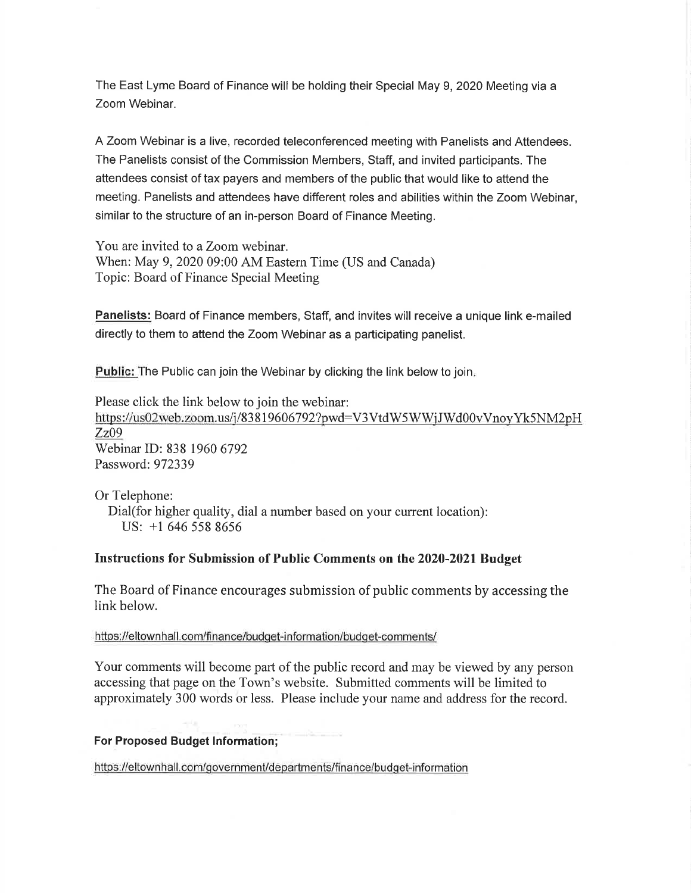The East Lyme Board of Finance will be holding their Special May 9, 2020 Meeting via a Zoom Webinar.

A Zoom Webinar is a live, recorded teleconferenced meeting with Panelists and Attendees. The Panelists consist of the Commission Members, Staff, and invited participants. The attendees consist of tax payers and members of the public that would like to attend the meeting. Panelists and attendees have different roles and abilities within the Zoom Webinar, similar to the structure of an in-person Board of Finance Meeting.

You are invited to a Zoom webinar.
When: May 9, 2020 09:00 AM Eastern Time (US and Canada)
Topic: Board of Finance Special Meeting

**Panelists:** Board of Finance members, Staff, and invites will receive a unique link e-mailed directly to them to attend the Zoom Webinar as a participating panelist.

**Public:** The Public can join the Webinar by clicking the link below to join.

Please click the link below to join the webinar:
https://us02web.zoom.us/j/83819606792?pwd=V3VtdW5WWjJWd00vVnoyYk5NM2pHZz09
Webinar ID: 838 1960 6792
Password: 972339

Or Telephone:
Dial(for higher quality, dial a number based on your current location):
US: +1 646 558 8656

## Instructions for Submission of Public Comments on the 2020-2021 Budget

The Board of Finance encourages submission of public comments by accessing the link below.

https://eltownhall.com/finance/budget-information/budget-comments/

Your comments will become part of the public record and may be viewed by any person accessing that page on the Town's website. Submitted comments will be limited to approximately 300 words or less. Please include your name and address for the record.

**For Proposed Budget Information;**

https://eltownhall.com/government/departments/finance/budget-information